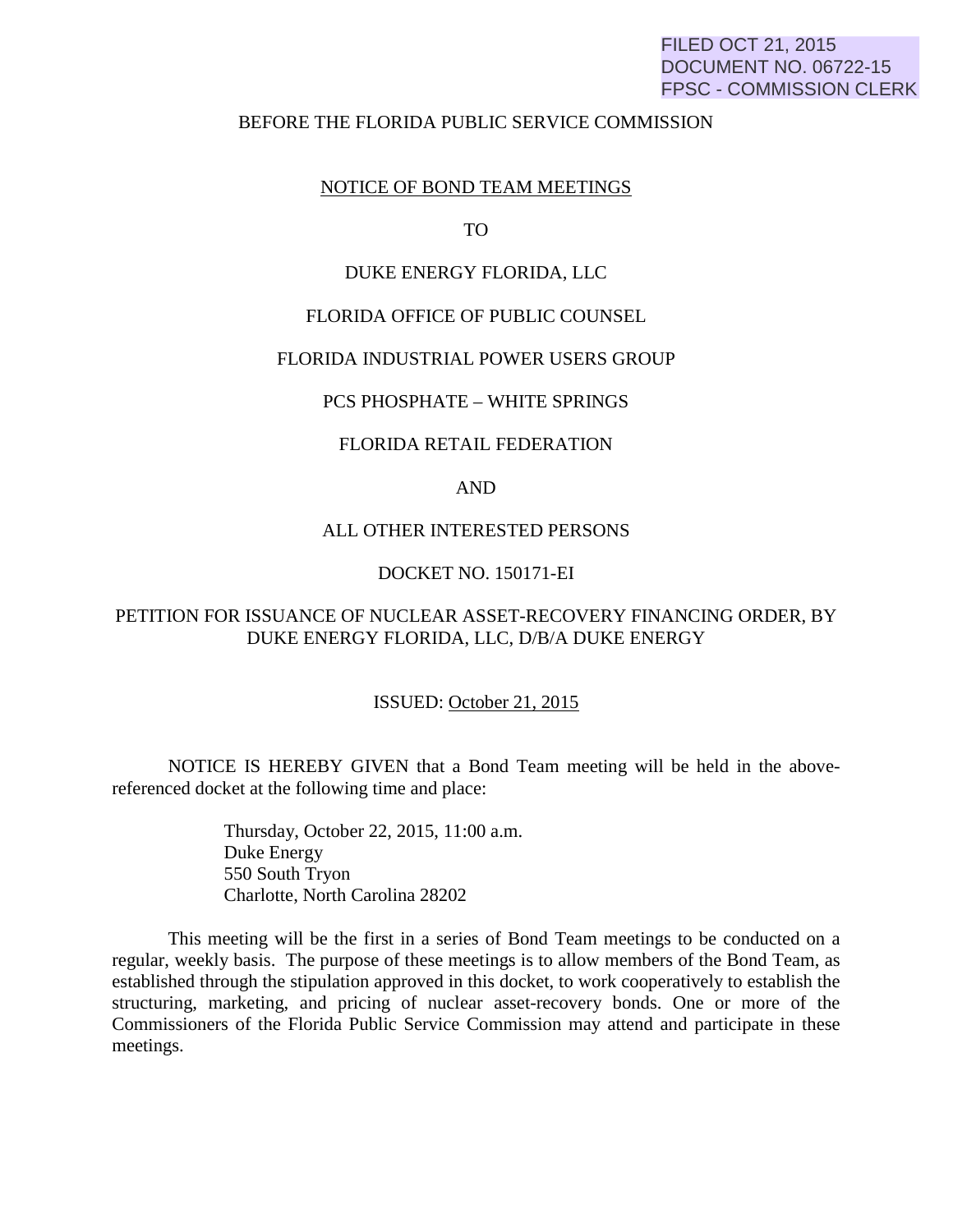FILED OCT 21, 2015
DOCUMENT NO. 06722-15
FPSC - COMMISSION CLERK

BEFORE THE FLORIDA PUBLIC SERVICE COMMISSION

NOTICE OF BOND TEAM MEETINGS

TO

DUKE ENERGY FLORIDA, LLC

FLORIDA OFFICE OF PUBLIC COUNSEL

FLORIDA INDUSTRIAL POWER USERS GROUP

PCS PHOSPHATE – WHITE SPRINGS

FLORIDA RETAIL FEDERATION

AND

ALL OTHER INTERESTED PERSONS

DOCKET NO. 150171-EI

PETITION FOR ISSUANCE OF NUCLEAR ASSET-RECOVERY FINANCING ORDER, BY DUKE ENERGY FLORIDA, LLC, D/B/A DUKE ENERGY

ISSUED: October 21, 2015

NOTICE IS HEREBY GIVEN that a Bond Team meeting will be held in the above-referenced docket at the following time and place:

Thursday, October 22, 2015, 11:00 a.m.
Duke Energy
550 South Tryon
Charlotte, North Carolina 28202

This meeting will be the first in a series of Bond Team meetings to be conducted on a regular, weekly basis. The purpose of these meetings is to allow members of the Bond Team, as established through the stipulation approved in this docket, to work cooperatively to establish the structuring, marketing, and pricing of nuclear asset-recovery bonds. One or more of the Commissioners of the Florida Public Service Commission may attend and participate in these meetings.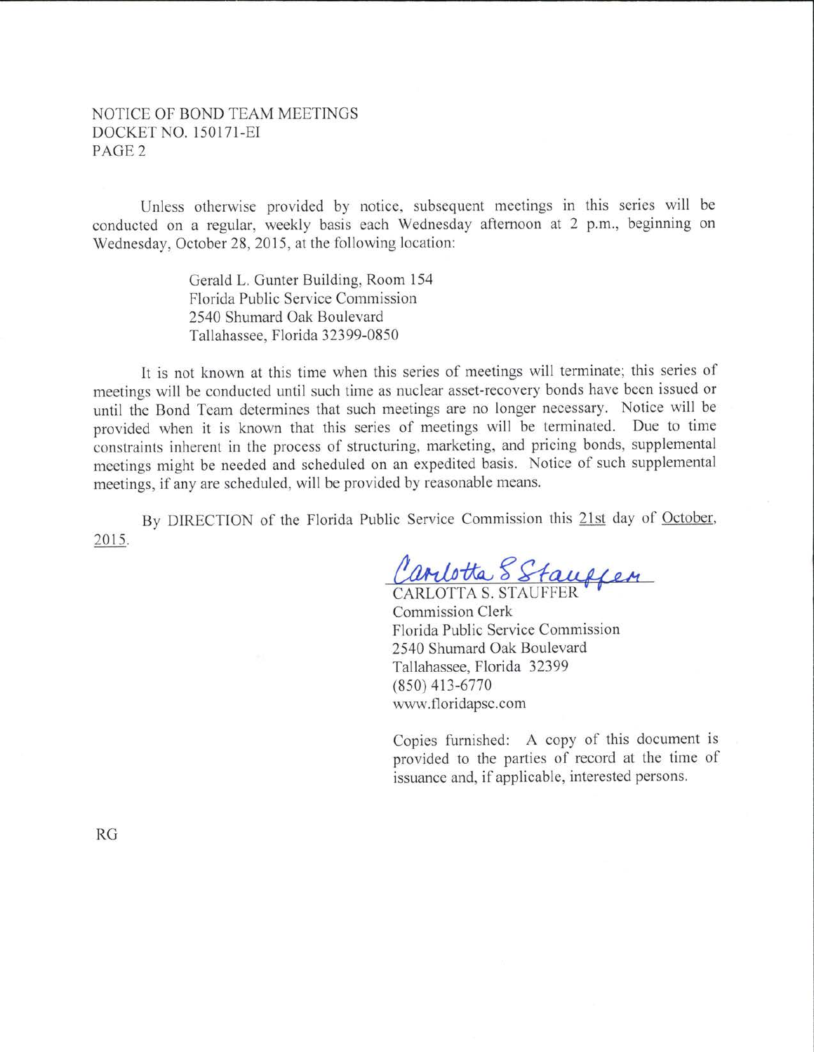Unless otherwise provided by notice, subsequent meetings in this series will be conducted on a regular, weekly basis each Wednesday afternoon at 2 p.m., beginning on Wednesday, October 28, 2015, at the following location:

Gerald L. Gunter Building, Room 154
Florida Public Service Commission
2540 Shumard Oak Boulevard
Tallahassee, Florida 32399-0850

It is not known at this time when this series of meetings will terminate; this series of meetings will be conducted until such time as nuclear asset-recovery bonds have been issued or until the Bond Team determines that such meetings are no longer necessary. Notice will be provided when it is known that this series of meetings will be terminated. Due to time constraints inherent in the process of structuring, marketing, and pricing bonds, supplemental meetings might be needed and scheduled on an expedited basis. Notice of such supplemental meetings, if any are scheduled, will be provided by reasonable means.

By DIRECTION of the Florida Public Service Commission this 21st day of October, 2015.

CARLOTTA S. STAUFFER
Commission Clerk
Florida Public Service Commission
2540 Shumard Oak Boulevard
Tallahassee, Florida 32399
(850) 413-6770
www.floridapsc.com

Copies furnished: A copy of this document is provided to the parties of record at the time of issuance and, if applicable, interested persons.

RG